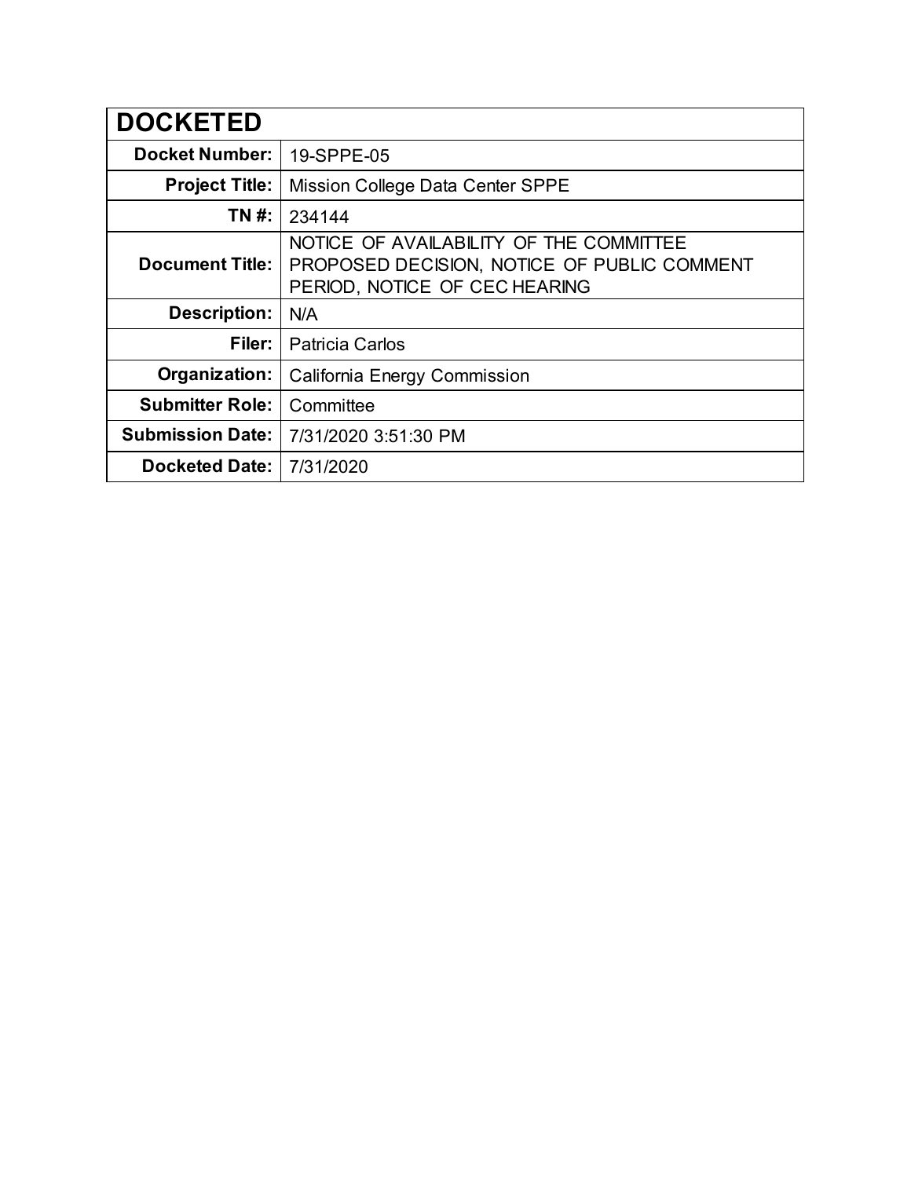| **DOCKETED** | |
|---:|---|
| **Docket Number:** | 19-SPPE-05 |
| **Project Title:** | Mission College Data Center SPPE |
| **TN #:** | 234144 |
| **Document Title:** | NOTICE OF AVAILABILITY OF THE COMMITTEE PROPOSED DECISION, NOTICE OF PUBLIC COMMENT PERIOD, NOTICE OF CEC HEARING |
| **Description:** | N/A |
| **Filer:** | Patricia Carlos |
| **Organization:** | California Energy Commission |
| **Submitter Role:** | Committee |
| **Submission Date:** | 7/31/2020 3:51:30 PM |
| **Docketed Date:** | 7/31/2020 |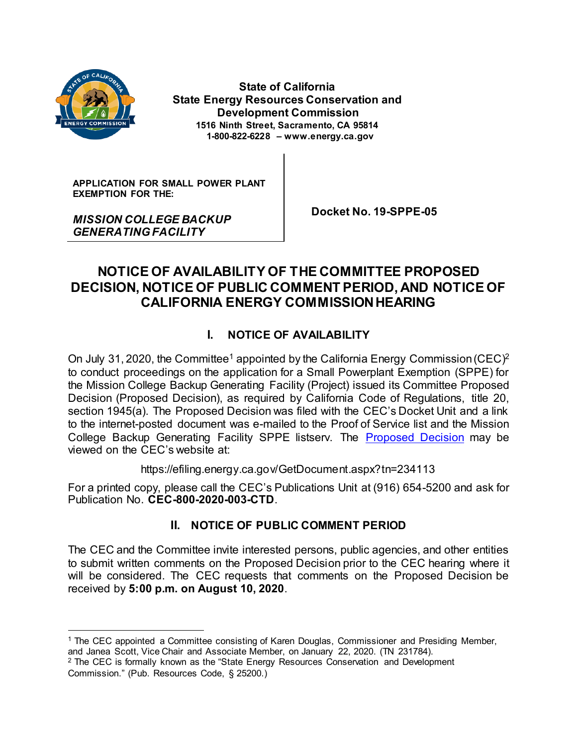**State of California**
**State Energy Resources Conservation and Development Commission**
**1516 Ninth Street, Sacramento, CA 95814**
**1-800-822-6228 – www.energy.ca.gov**

| APPLICATION FOR SMALL POWER PLANT EXEMPTION FOR THE: *MISSION COLLEGE BACKUP GENERATING FACILITY* | Docket No. 19-SPPE-05 |
| --- | --- |

# NOTICE OF AVAILABILITY OF THE COMMITTEE PROPOSED DECISION, NOTICE OF PUBLIC COMMENT PERIOD, AND NOTICE OF CALIFORNIA ENERGY COMMISSION HEARING

## I. NOTICE OF AVAILABILITY

On July 31, 2020, the Committee[1] appointed by the California Energy Commission (CEC)[2] to conduct proceedings on the application for a Small Powerplant Exemption (SPPE) for the Mission College Backup Generating Facility (Project) issued its Committee Proposed Decision (Proposed Decision), as required by California Code of Regulations, title 20, section 1945(a). The Proposed Decision was filed with the CEC's Docket Unit and a link to the internet-posted document was e-mailed to the Proof of Service list and the Mission College Backup Generating Facility SPPE listserv. The [Proposed Decision](https://efiling.energy.ca.gov/GetDocument.aspx?tn=234113) may be viewed on the CEC's website at:

https://efiling.energy.ca.gov/GetDocument.aspx?tn=234113

For a printed copy, please call the CEC's Publications Unit at (916) 654-5200 and ask for Publication No. **CEC-800-2020-003-CTD**.

## II. NOTICE OF PUBLIC COMMENT PERIOD

The CEC and the Committee invite interested persons, public agencies, and other entities to submit written comments on the Proposed Decision prior to the CEC hearing where it will be considered. The CEC requests that comments on the Proposed Decision be received by **5:00 p.m. on August 10, 2020**.

---

[1] The CEC appointed a Committee consisting of Karen Douglas, Commissioner and Presiding Member, and Janea Scott, Vice Chair and Associate Member, on January 22, 2020. (TN 231784).

[2] The CEC is formally known as the "State Energy Resources Conservation and Development Commission." (Pub. Resources Code, § 25200.)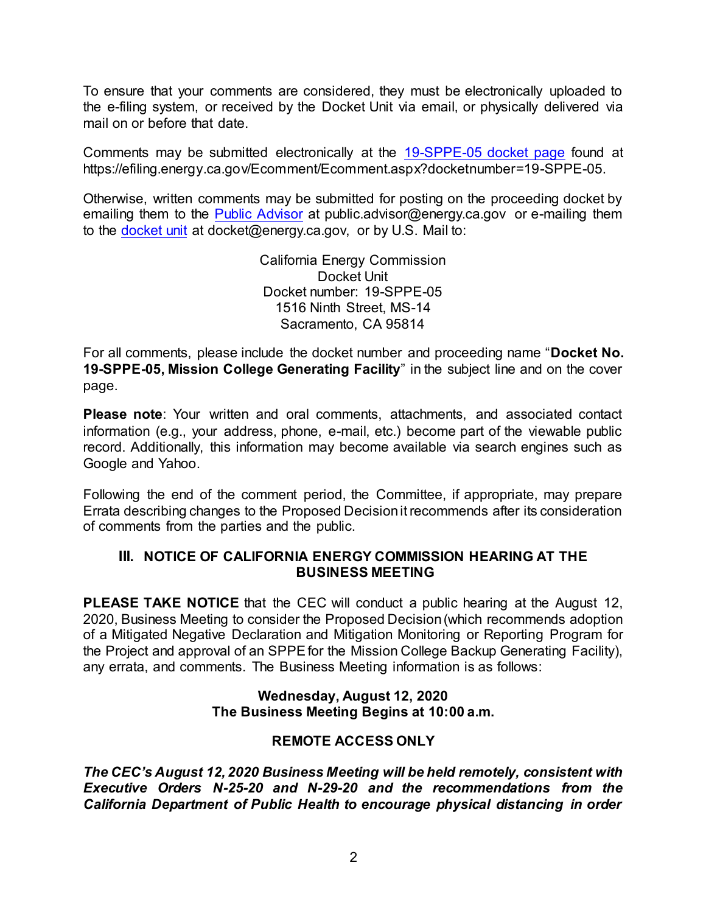To ensure that your comments are considered, they must be electronically uploaded to the e-filing system, or received by the Docket Unit via email, or physically delivered via mail on or before that date.

Comments may be submitted electronically at the [19-SPPE-05 docket page](https://efiling.energy.ca.gov/Ecomment/Ecomment.aspx?docketnumber=19-SPPE-05) found at https://efiling.energy.ca.gov/Ecomment/Ecomment.aspx?docketnumber=19-SPPE-05.

Otherwise, written comments may be submitted for posting on the proceeding docket by emailing them to the Public Advisor at public.advisor@energy.ca.gov or e-mailing them to the docket unit at docket@energy.ca.gov, or by U.S. Mail to:

California Energy Commission
Docket Unit
Docket number: 19-SPPE-05
1516 Ninth Street, MS-14
Sacramento, CA 95814

For all comments, please include the docket number and proceeding name "**Docket No. 19-SPPE-05, Mission College Generating Facility**" in the subject line and on the cover page.

**Please note**: Your written and oral comments, attachments, and associated contact information (e.g., your address, phone, e-mail, etc.) become part of the viewable public record. Additionally, this information may become available via search engines such as Google and Yahoo.

Following the end of the comment period, the Committee, if appropriate, may prepare Errata describing changes to the Proposed Decision it recommends after its consideration of comments from the parties and the public.

## III. NOTICE OF CALIFORNIA ENERGY COMMISSION HEARING AT THE BUSINESS MEETING

**PLEASE TAKE NOTICE** that the CEC will conduct a public hearing at the August 12, 2020, Business Meeting to consider the Proposed Decision (which recommends adoption of a Mitigated Negative Declaration and Mitigation Monitoring or Reporting Program for the Project and approval of an SPPE for the Mission College Backup Generating Facility), any errata, and comments. The Business Meeting information is as follows:

**Wednesday, August 12, 2020**
**The Business Meeting Begins at 10:00 a.m.**

**REMOTE ACCESS ONLY**

***The CEC's August 12, 2020 Business Meeting will be held remotely, consistent with Executive Orders N-25-20 and N-29-20 and the recommendations from the California Department of Public Health to encourage physical distancing in order***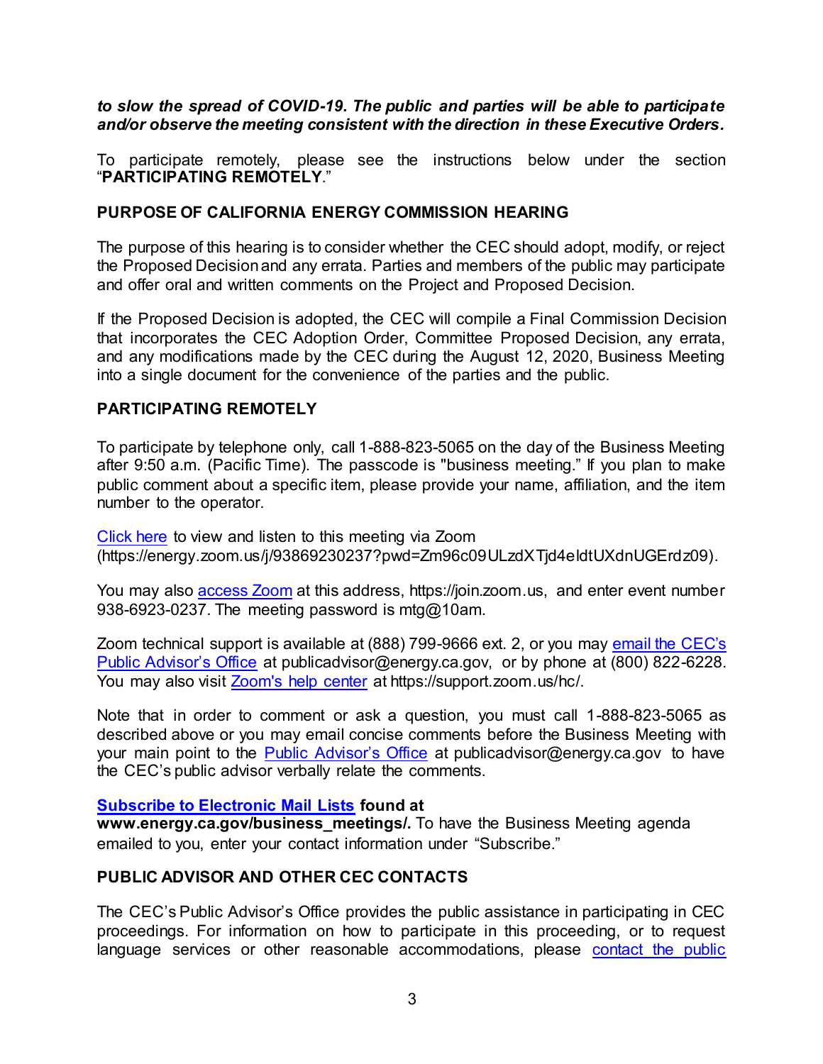***to slow the spread of COVID-19. The public and parties will be able to participate and/or observe the meeting consistent with the direction in these Executive Orders.***

To participate remotely, please see the instructions below under the section "**PARTICIPATING REMOTELY**."

## PURPOSE OF CALIFORNIA ENERGY COMMISSION HEARING

The purpose of this hearing is to consider whether the CEC should adopt, modify, or reject the Proposed Decision and any errata. Parties and members of the public may participate and offer oral and written comments on the Project and Proposed Decision.

If the Proposed Decision is adopted, the CEC will compile a Final Commission Decision that incorporates the CEC Adoption Order, Committee Proposed Decision, any errata, and any modifications made by the CEC during the August 12, 2020, Business Meeting into a single document for the convenience of the parties and the public.

## PARTICIPATING REMOTELY

To participate by telephone only, call 1-888-823-5065 on the day of the Business Meeting after 9:50 a.m. (Pacific Time). The passcode is "business meeting." If you plan to make public comment about a specific item, please provide your name, affiliation, and the item number to the operator.

Click here to view and listen to this meeting via Zoom (https://energy.zoom.us/j/93869230237?pwd=Zm96c09ULzdXTjd4eldtUXdnUGErdz09).

You may also access Zoom at this address, https://join.zoom.us, and enter event number 938-6923-0237. The meeting password is mtg@10am.

Zoom technical support is available at (888) 799-9666 ext. 2, or you may email the CEC's Public Advisor's Office at publicadvisor@energy.ca.gov, or by phone at (800) 822-6228. You may also visit Zoom's help center at https://support.zoom.us/hc/.

Note that in order to comment or ask a question, you must call 1-888-823-5065 as described above or you may email concise comments before the Business Meeting with your main point to the Public Advisor's Office at publicadvisor@energy.ca.gov to have the CEC's public advisor verbally relate the comments.

**Subscribe to Electronic Mail Lists found at www.energy.ca.gov/business_meetings/.** To have the Business Meeting agenda emailed to you, enter your contact information under "Subscribe."

## PUBLIC ADVISOR AND OTHER CEC CONTACTS

The CEC's Public Advisor's Office provides the public assistance in participating in CEC proceedings. For information on how to participate in this proceeding, or to request language services or other reasonable accommodations, please contact the public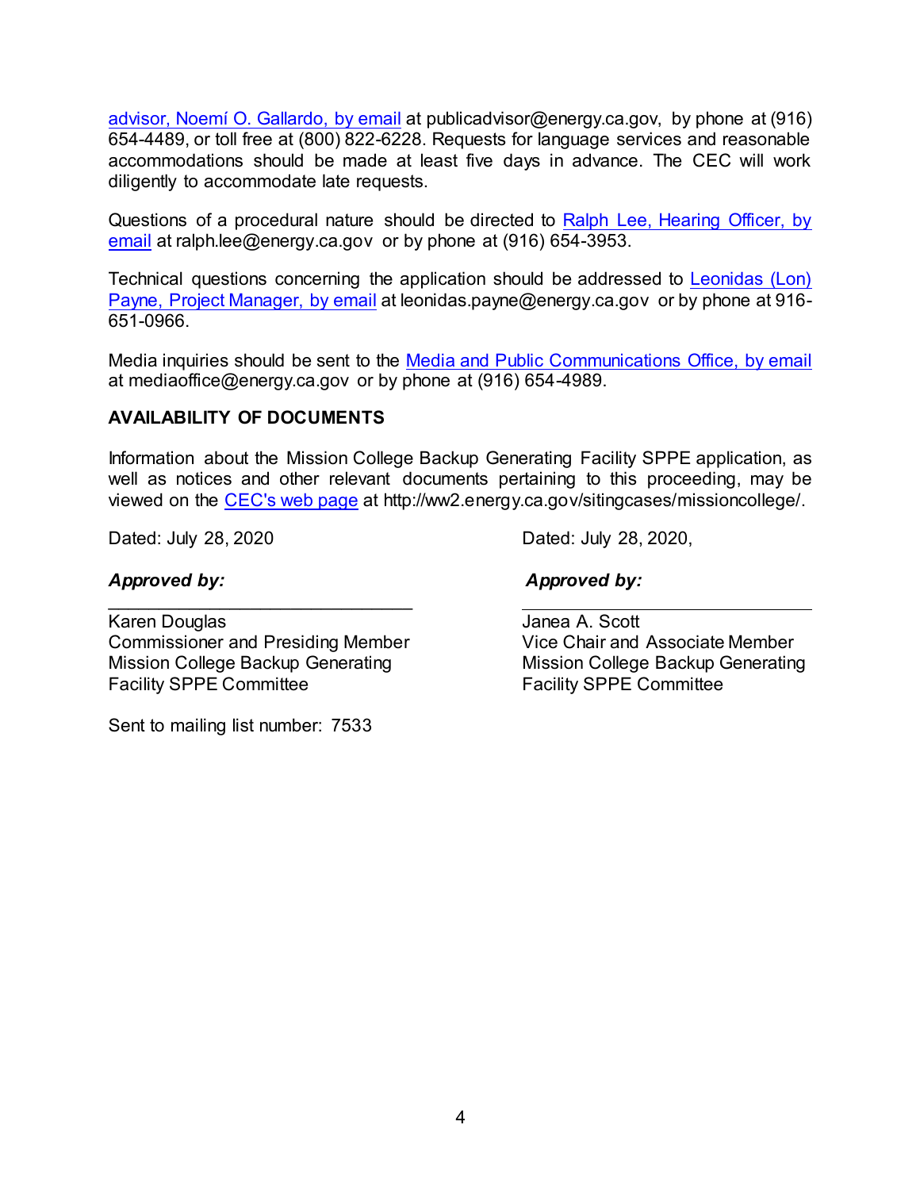advisor, Noemí O. Gallardo, by email at publicadvisor@energy.ca.gov, by phone at (916) 654-4489, or toll free at (800) 822-6228. Requests for language services and reasonable accommodations should be made at least five days in advance. The CEC will work diligently to accommodate late requests.

Questions of a procedural nature should be directed to Ralph Lee, Hearing Officer, by email at ralph.lee@energy.ca.gov or by phone at (916) 654-3953.

Technical questions concerning the application should be addressed to Leonidas (Lon) Payne, Project Manager, by email at leonidas.payne@energy.ca.gov or by phone at 916-651-0966.

Media inquiries should be sent to the Media and Public Communications Office, by email at mediaoffice@energy.ca.gov or by phone at (916) 654-4989.

**AVAILABILITY OF DOCUMENTS**

Information about the Mission College Backup Generating Facility SPPE application, as well as notices and other relevant documents pertaining to this proceeding, may be viewed on the CEC's web page at http://ww2.energy.ca.gov/sitingcases/missioncollege/.

Dated: July 28, 2020

***Approved by:***

\_\_\_\_\_\_\_\_\_\_\_\_\_\_\_\_\_\_\_\_\_\_\_\_\_\_\_\_\_\_

Karen Douglas
Commissioner and Presiding Member
Mission College Backup Generating Facility SPPE Committee

Dated: July 28, 2020,

***Approved by:***

\_\_\_\_\_\_\_\_\_\_\_\_\_\_\_\_\_\_\_\_\_\_\_\_\_\_\_\_\_\_

Janea A. Scott
Vice Chair and Associate Member
Mission College Backup Generating Facility SPPE Committee

Sent to mailing list number: 7533